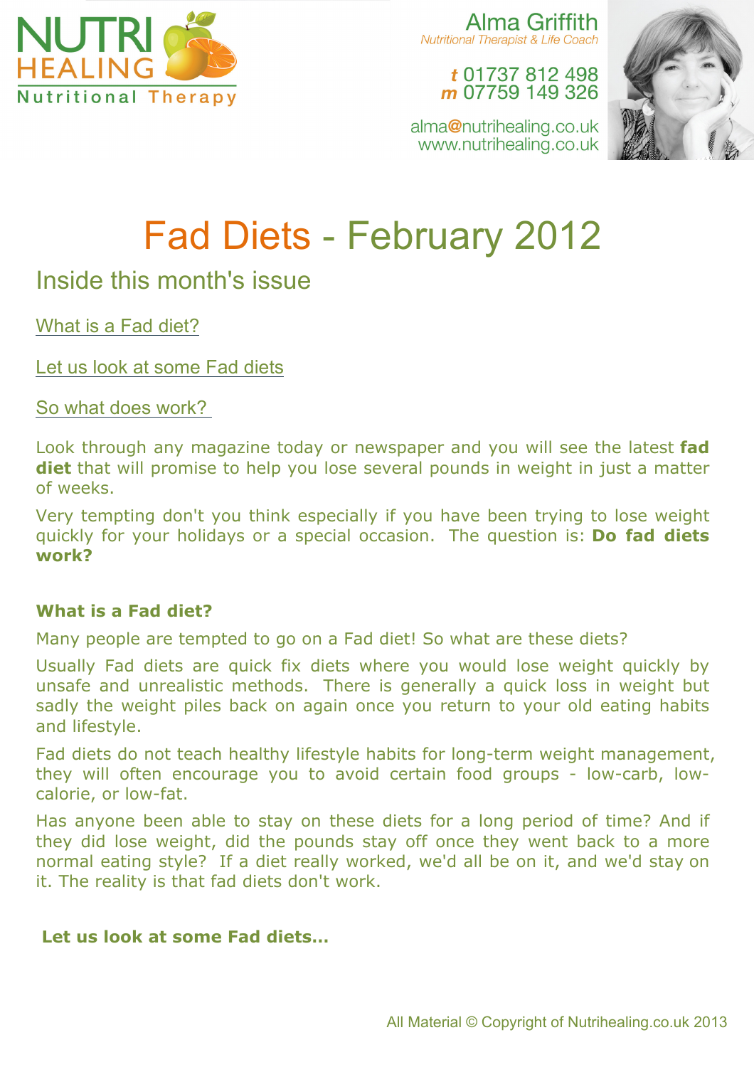NUTRI HEALING
Nutritional Therapy

Alma Griffith
*Nutritional Therapist & Life Coach*

**t** 01737 812 498
**m** 07759 149 326

alma@nutrihealing.co.uk
www.nutrihealing.co.uk

# Fad Diets - February 2012

## Inside this month's issue

What is a Fad diet?

Let us look at some Fad diets

So what does work?

Look through any magazine today or newspaper and you will see the latest **fad diet** that will promise to help you lose several pounds in weight in just a matter of weeks.

Very tempting don't you think especially if you have been trying to lose weight quickly for your holidays or a special occasion. The question is: **Do fad diets work?**

### What is a Fad diet?

Many people are tempted to go on a Fad diet! So what are these diets?

Usually Fad diets are quick fix diets where you would lose weight quickly by unsafe and unrealistic methods. There is generally a quick loss in weight but sadly the weight piles back on again once you return to your old eating habits and lifestyle.

Fad diets do not teach healthy lifestyle habits for long-term weight management, they will often encourage you to avoid certain food groups - low-carb, low-calorie, or low-fat.

Has anyone been able to stay on these diets for a long period of time? And if they did lose weight, did the pounds stay off once they went back to a more normal eating style? If a diet really worked, we'd all be on it, and we'd stay on it. The reality is that fad diets don't work.

### Let us look at some Fad diets...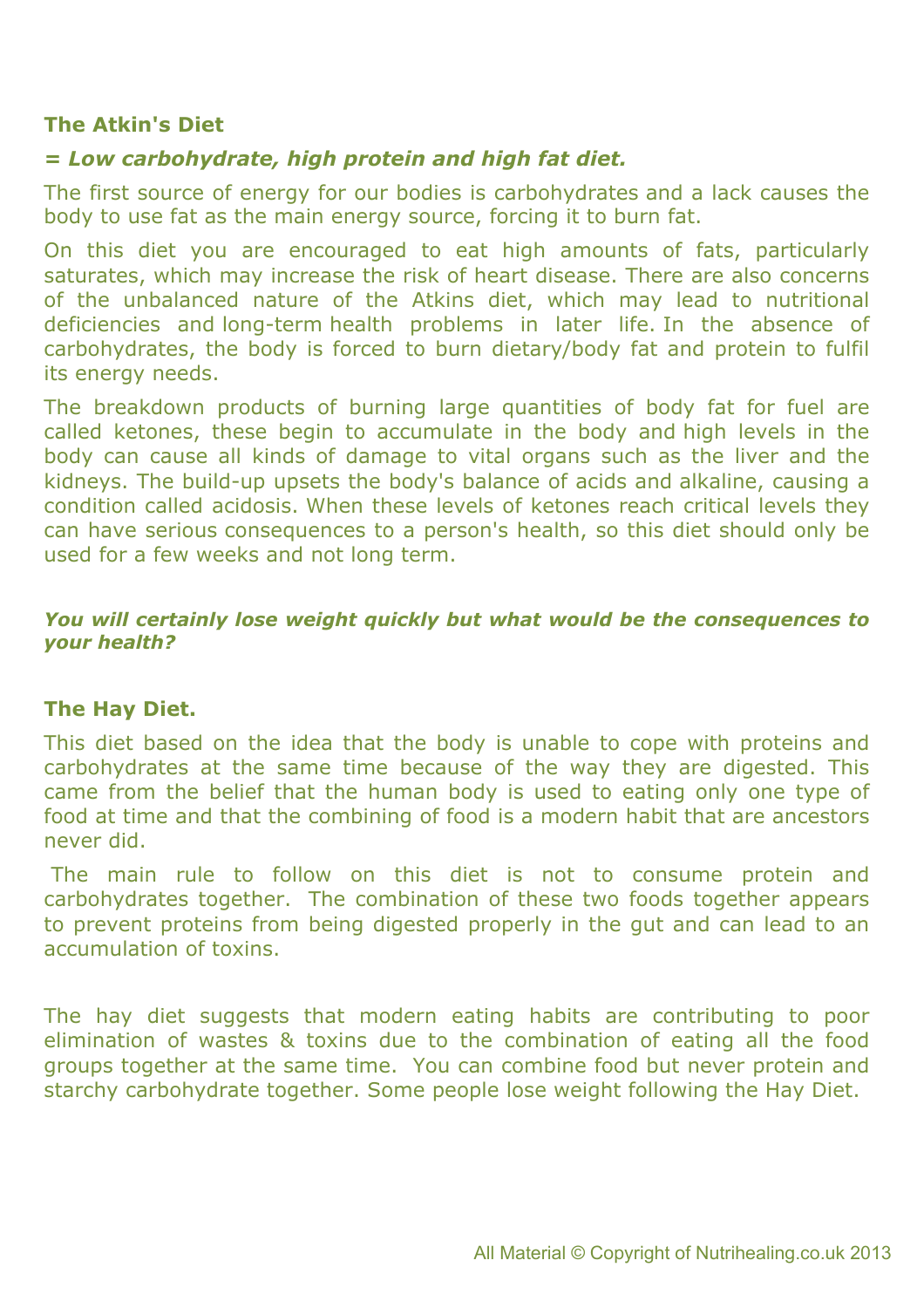## The Atkin's Diet

***= Low carbohydrate, high protein and high fat diet.***

The first source of energy for our bodies is carbohydrates and a lack causes the body to use fat as the main energy source, forcing it to burn fat.

On this diet you are encouraged to eat high amounts of fats, particularly saturates, which may increase the risk of heart disease. There are also concerns of the unbalanced nature of the Atkins diet, which may lead to nutritional deficiencies and long-term health problems in later life. In the absence of carbohydrates, the body is forced to burn dietary/body fat and protein to fulfil its energy needs.

The breakdown products of burning large quantities of body fat for fuel are called ketones, these begin to accumulate in the body and high levels in the body can cause all kinds of damage to vital organs such as the liver and the kidneys. The build-up upsets the body's balance of acids and alkaline, causing a condition called acidosis. When these levels of ketones reach critical levels they can have serious consequences to a person's health, so this diet should only be used for a few weeks and not long term.

***You will certainly lose weight quickly but what would be the consequences to your health?***

## The Hay Diet.

This diet based on the idea that the body is unable to cope with proteins and carbohydrates at the same time because of the way they are digested. This came from the belief that the human body is used to eating only one type of food at time and that the combining of food is a modern habit that are ancestors never did.

The main rule to follow on this diet is not to consume protein and carbohydrates together. The combination of these two foods together appears to prevent proteins from being digested properly in the gut and can lead to an accumulation of toxins.

The hay diet suggests that modern eating habits are contributing to poor elimination of wastes & toxins due to the combination of eating all the food groups together at the same time. You can combine food but never protein and starchy carbohydrate together. Some people lose weight following the Hay Diet.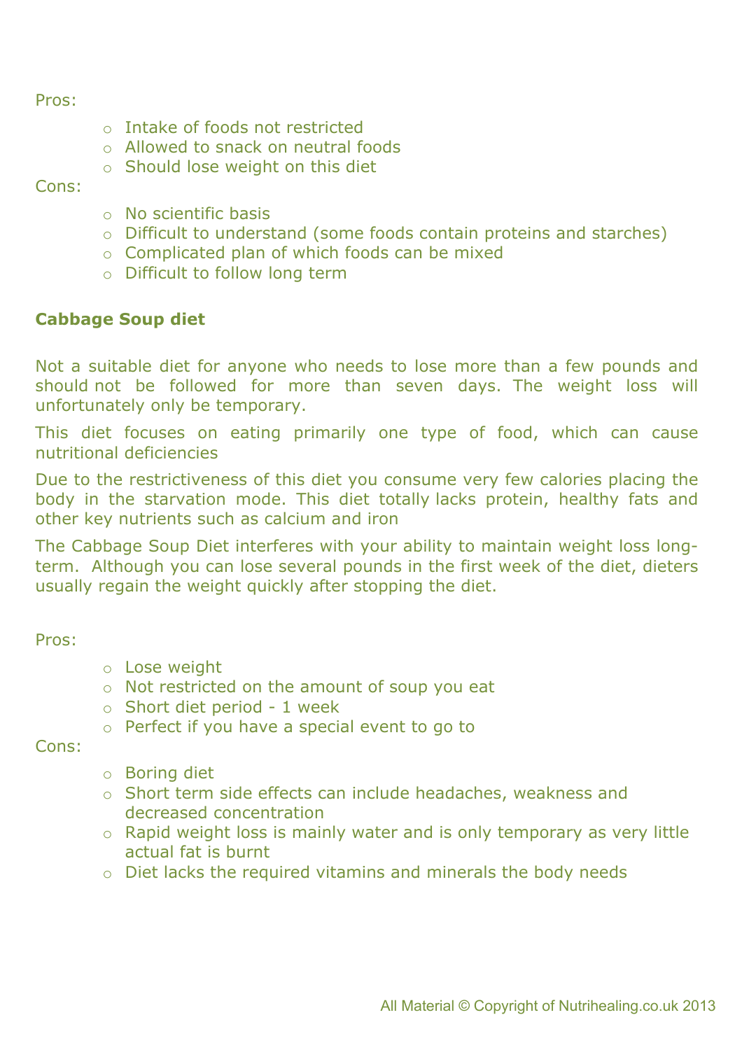Pros:

- Intake of foods not restricted
- Allowed to snack on neutral foods
- Should lose weight on this diet

Cons:

- No scientific basis
- Difficult to understand (some foods contain proteins and starches)
- Complicated plan of which foods can be mixed
- Difficult to follow long term

**Cabbage Soup diet**

Not a suitable diet for anyone who needs to lose more than a few pounds and should not be followed for more than seven days. The weight loss will unfortunately only be temporary.

This diet focuses on eating primarily one type of food, which can cause nutritional deficiencies

Due to the restrictiveness of this diet you consume very few calories placing the body in the starvation mode. This diet totally lacks protein, healthy fats and other key nutrients such as calcium and iron

The Cabbage Soup Diet interferes with your ability to maintain weight loss long-term. Although you can lose several pounds in the first week of the diet, dieters usually regain the weight quickly after stopping the diet.

Pros:

- Lose weight
- Not restricted on the amount of soup you eat
- Short diet period - 1 week
- Perfect if you have a special event to go to

Cons:

- Boring diet
- Short term side effects can include headaches, weakness and decreased concentration
- Rapid weight loss is mainly water and is only temporary as very little actual fat is burnt
- Diet lacks the required vitamins and minerals the body needs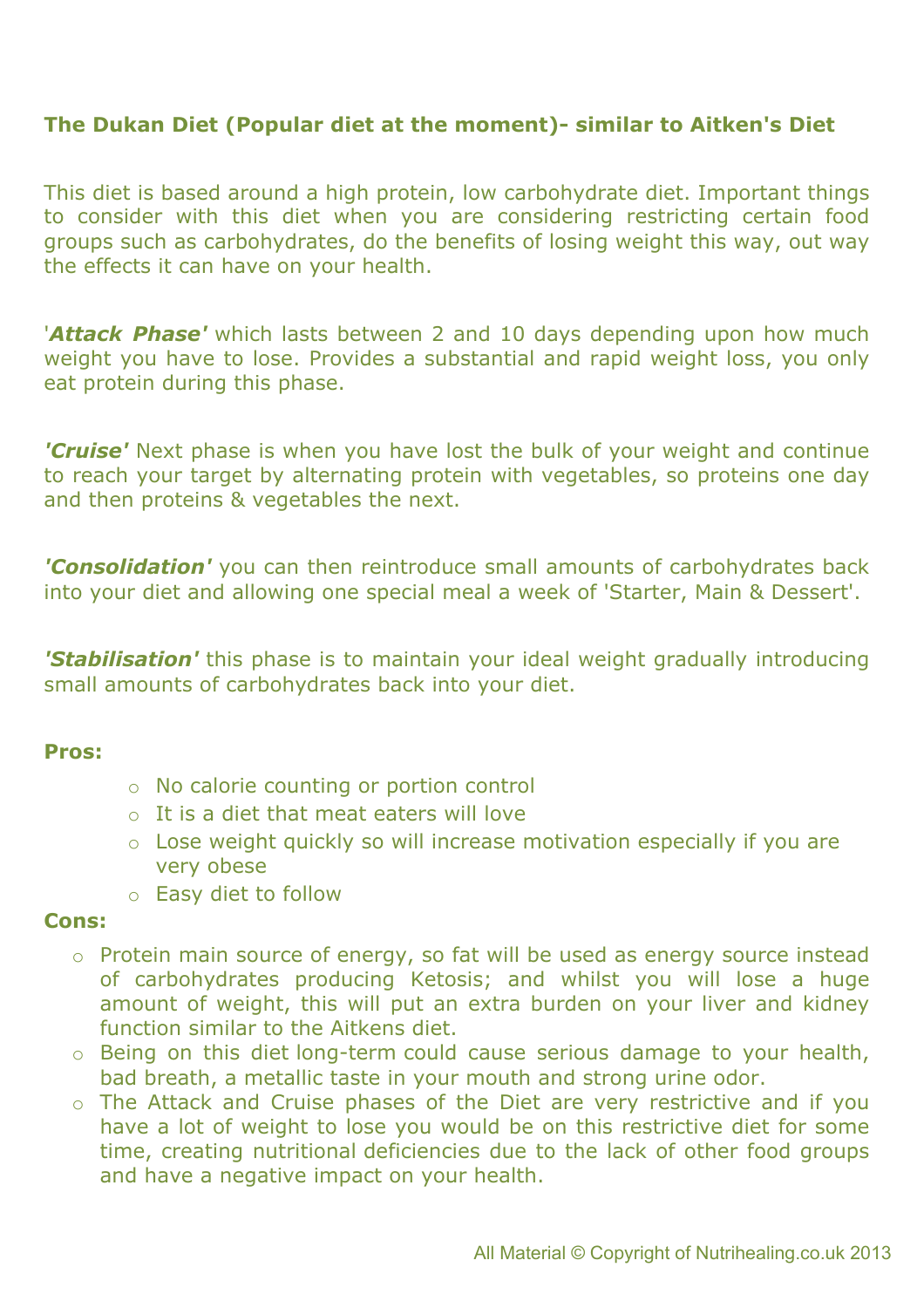**The Dukan Diet (Popular diet at the moment)- similar to Aitken's Diet**

This diet is based around a high protein, low carbohydrate diet. Important things to consider with this diet when you are considering restricting certain food groups such as carbohydrates, do the benefits of losing weight this way, out way the effects it can have on your health.

'***Attack Phase'*** which lasts between 2 and 10 days depending upon how much weight you have to lose. Provides a substantial and rapid weight loss, you only eat protein during this phase.

***'Cruise'*** Next phase is when you have lost the bulk of your weight and continue to reach your target by alternating protein with vegetables, so proteins one day and then proteins & vegetables the next.

***'Consolidation'*** you can then reintroduce small amounts of carbohydrates back into your diet and allowing one special meal a week of 'Starter, Main & Dessert'.

***'Stabilisation'*** this phase is to maintain your ideal weight gradually introducing small amounts of carbohydrates back into your diet.

**Pros:**

- No calorie counting or portion control
- It is a diet that meat eaters will love
- Lose weight quickly so will increase motivation especially if you are very obese
- Easy diet to follow

**Cons:**

- Protein main source of energy, so fat will be used as energy source instead of carbohydrates producing Ketosis; and whilst you will lose a huge amount of weight, this will put an extra burden on your liver and kidney function similar to the Aitkens diet.
- Being on this diet long-term could cause serious damage to your health, bad breath, a metallic taste in your mouth and strong urine odor.
- The Attack and Cruise phases of the Diet are very restrictive and if you have a lot of weight to lose you would be on this restrictive diet for some time, creating nutritional deficiencies due to the lack of other food groups and have a negative impact on your health.

All Material © Copyright of Nutrihealing.co.uk 2013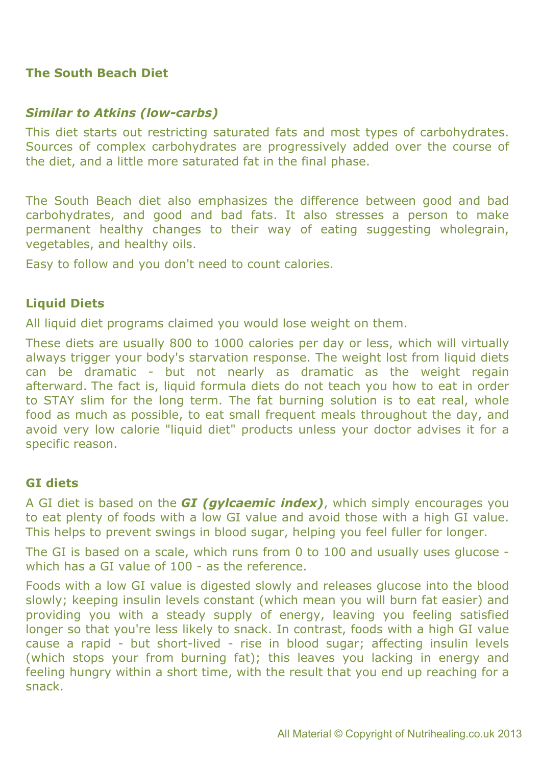**The South Beach Diet**

***Similar to Atkins (low-carbs)***

This diet starts out restricting saturated fats and most types of carbohydrates. Sources of complex carbohydrates are progressively added over the course of the diet, and a little more saturated fat in the final phase.

The South Beach diet also emphasizes the difference between good and bad carbohydrates, and good and bad fats. It also stresses a person to make permanent healthy changes to their way of eating suggesting wholegrain, vegetables, and healthy oils.

Easy to follow and you don't need to count calories.

**Liquid Diets**

All liquid diet programs claimed you would lose weight on them.

These diets are usually 800 to 1000 calories per day or less, which will virtually always trigger your body's starvation response. The weight lost from liquid diets can be dramatic - but not nearly as dramatic as the weight regain afterward. The fact is, liquid formula diets do not teach you how to eat in order to STAY slim for the long term. The fat burning solution is to eat real, whole food as much as possible, to eat small frequent meals throughout the day, and avoid very low calorie "liquid diet" products unless your doctor advises it for a specific reason.

**GI diets**

A GI diet is based on the ***GI (gylcaemic index)***, which simply encourages you to eat plenty of foods with a low GI value and avoid those with a high GI value. This helps to prevent swings in blood sugar, helping you feel fuller for longer.

The GI is based on a scale, which runs from 0 to 100 and usually uses glucose - which has a GI value of 100 - as the reference.

Foods with a low GI value is digested slowly and releases glucose into the blood slowly; keeping insulin levels constant (which mean you will burn fat easier) and providing you with a steady supply of energy, leaving you feeling satisfied longer so that you're less likely to snack. In contrast, foods with a high GI value cause a rapid - but short-lived - rise in blood sugar; affecting insulin levels (which stops your from burning fat); this leaves you lacking in energy and feeling hungry within a short time, with the result that you end up reaching for a snack.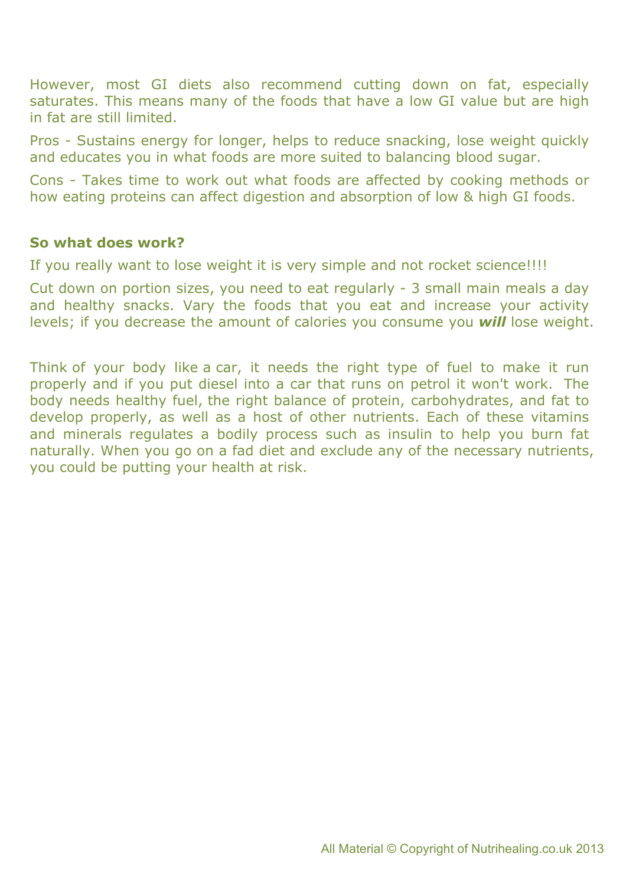However, most GI diets also recommend cutting down on fat, especially saturates. This means many of the foods that have a low GI value but are high in fat are still limited.

Pros - Sustains energy for longer, helps to reduce snacking, lose weight quickly and educates you in what foods are more suited to balancing blood sugar.

Cons - Takes time to work out what foods are affected by cooking methods or how eating proteins can affect digestion and absorption of low & high GI foods.

**So what does work?**

If you really want to lose weight it is very simple and not rocket science!!!!

Cut down on portion sizes, you need to eat regularly - 3 small main meals a day and healthy snacks. Vary the foods that you eat and increase your activity levels; if you decrease the amount of calories you consume you ***will*** lose weight.

Think of your body like a car, it needs the right type of fuel to make it run properly and if you put diesel into a car that runs on petrol it won't work. The body needs healthy fuel, the right balance of protein, carbohydrates, and fat to develop properly, as well as a host of other nutrients. Each of these vitamins and minerals regulates a bodily process such as insulin to help you burn fat naturally. When you go on a fad diet and exclude any of the necessary nutrients, you could be putting your health at risk.

All Material © Copyright of Nutrihealing.co.uk 2013